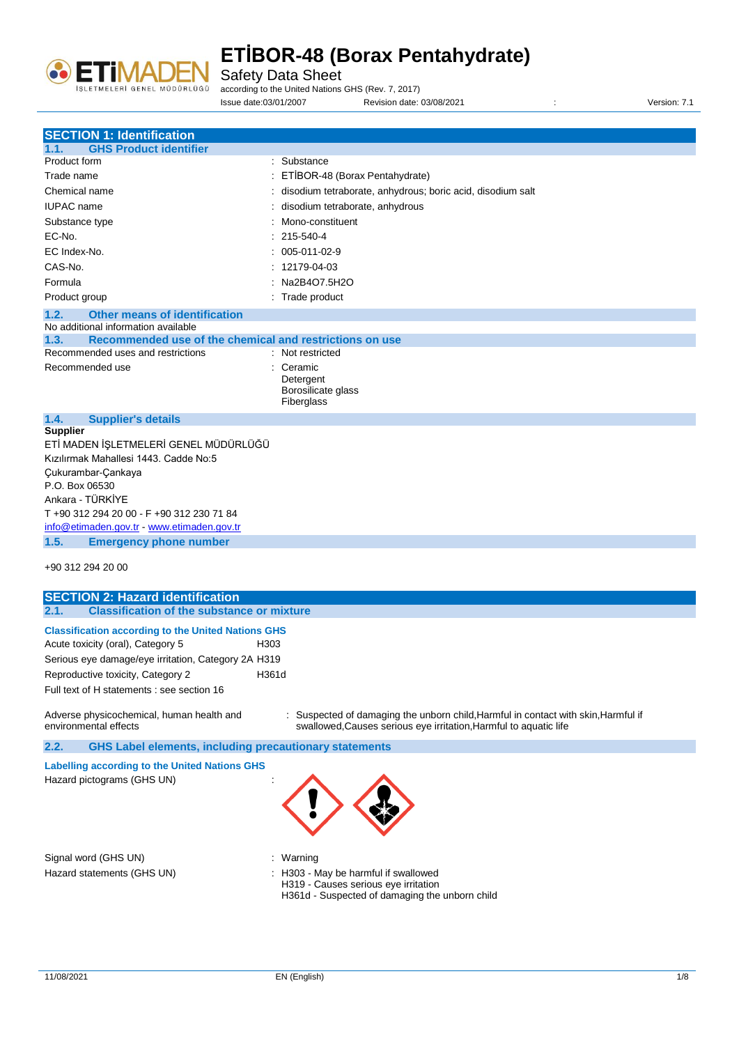# ETİBOR-48 (Borax Pentahydrate)

Safety Data Sheet

according to the United Nations GHS (Rev. 7, 2017)

Issue date:03/01/2007 Revision date: 03/08/2021 : Version: 7.1

## SECTION 1: Identification

### 1.1. GHS Product identifier

| | |
|---|---|
| Product form | : Substance |
| Trade name | : ETİBOR-48 (Borax Pentahydrate) |
| Chemical name | : disodium tetraborate, anhydrous; boric acid, disodium salt |
| IUPAC name | : disodium tetraborate, anhydrous |
| Substance type | : Mono-constituent |
| EC-No. | : 215-540-4 |
| EC Index-No. | : 005-011-02-9 |
| CAS-No. | : 12179-04-03 |
| Formula | : Na2B4O7.5H2O |
| Product group | : Trade product |

### 1.2. Other means of identification

No additional information available

### 1.3. Recommended use of the chemical and restrictions on use

| | |
|---|---|
| Recommended uses and restrictions | : Not restricted |
| Recommended use | : Ceramic<br>Detergent<br>Borosilicate glass<br>Fiberglass |

### 1.4. Supplier's details

**Supplier**

ETİ MADEN İŞLETMELERİ GENEL MÜDÜRLÜĞÜ
Kızılırmak Mahallesi 1443. Cadde No:5
Çukurambar-Çankaya
P.O. Box 06530
Ankara - TÜRKİYE
T +90 312 294 20 00 - F +90 312 230 71 84
info@etimaden.gov.tr - www.etimaden.gov.tr

### 1.5. Emergency phone number

+90 312 294 20 00

## SECTION 2: Hazard identification

### 2.1. Classification of the substance or mixture

**Classification according to the United Nations GHS**

| | |
|---|---|
| Acute toxicity (oral), Category 5 | H303 |
| Serious eye damage/eye irritation, Category 2A | H319 |
| Reproductive toxicity, Category 2 | H361d |

Full text of H statements : see section 16

| | |
|---|---|
| Adverse physicochemical, human health and environmental effects | : Suspected of damaging the unborn child,Harmful in contact with skin,Harmful if swallowed,Causes serious eye irritation,Harmful to aquatic life |

### 2.2. GHS Label elements, including precautionary statements

**Labelling according to the United Nations GHS**

Hazard pictograms (GHS UN) :

| | |
|---|---|
| Signal word (GHS UN) | : Warning |
| Hazard statements (GHS UN) | : H303 - May be harmful if swallowed<br>H319 - Causes serious eye irritation<br>H361d - Suspected of damaging the unborn child |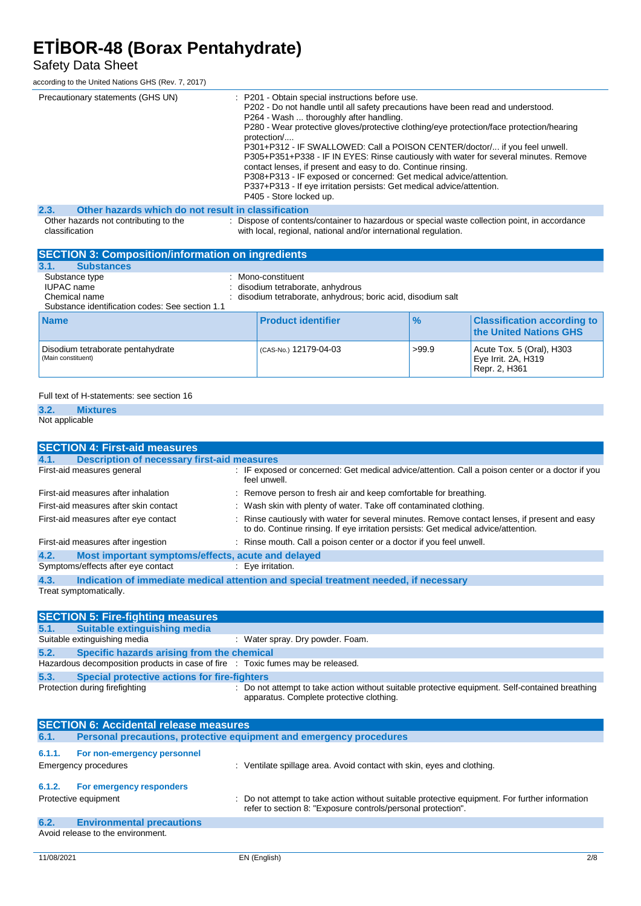| | |
|---|---|
| Precautionary statements (GHS UN) | : P201 - Obtain special instructions before use.<br>P202 - Do not handle until all safety precautions have been read and understood.<br>P264 - Wash ... thoroughly after handling.<br>P280 - Wear protective gloves/protective clothing/eye protection/face protection/hearing protection/....<br>P301+P312 - IF SWALLOWED: Call a POISON CENTER/doctor/... if you feel unwell.<br>P305+P351+P338 - IF IN EYES: Rinse cautiously with water for several minutes. Remove contact lenses, if present and easy to do. Continue rinsing.<br>P308+P313 - IF exposed or concerned: Get medical advice/attention.<br>P337+P313 - If eye irritation persists: Get medical advice/attention.<br>P405 - Store locked up. |

### 2.3. Other hazards which do not result in classification

Other hazards not contributing to the classification : Dispose of contents/container to hazardous or special waste collection point, in accordance with local, regional, national and/or international regulation.

## SECTION 3: Composition/information on ingredients

### 3.1. Substances

Substance type : Mono-constituent
IUPAC name : disodium tetraborate, anhydrous
Chemical name : disodium tetraborate, anhydrous; boric acid, disodium salt
Substance identification codes: See section 1.1

| Name | Product identifier | % | Classification according to the United Nations GHS |
|---|---|---|---|
| Disodium tetraborate pentahydrate (Main constituent) | (CAS-No.) 12179-04-03 | >99.9 | Acute Tox. 5 (Oral), H303<br>Eye Irrit. 2A, H319<br>Repr. 2, H361 |

Full text of H-statements: see section 16

### 3.2. Mixtures

Not applicable

## SECTION 4: First-aid measures

### 4.1. Description of necessary first-aid measures

First-aid measures general : IF exposed or concerned: Get medical advice/attention. Call a poison center or a doctor if you feel unwell.

First-aid measures after inhalation : Remove person to fresh air and keep comfortable for breathing.

First-aid measures after skin contact : Wash skin with plenty of water. Take off contaminated clothing.

First-aid measures after eye contact : Rinse cautiously with water for several minutes. Remove contact lenses, if present and easy to do. Continue rinsing. If eye irritation persists: Get medical advice/attention.

First-aid measures after ingestion : Rinse mouth. Call a poison center or a doctor if you feel unwell.

### 4.2. Most important symptoms/effects, acute and delayed

Symptoms/effects after eye contact : Eye irritation.

### 4.3. Indication of immediate medical attention and special treatment needed, if necessary

Treat symptomatically.

## SECTION 5: Fire-fighting measures

### 5.1. Suitable extinguishing media

Suitable extinguishing media : Water spray. Dry powder. Foam.

### 5.2. Specific hazards arising from the chemical

Hazardous decomposition products in case of fire : Toxic fumes may be released.

### 5.3. Special protective actions for fire-fighters

Protection during firefighting : Do not attempt to take action without suitable protective equipment. Self-contained breathing apparatus. Complete protective clothing.

## SECTION 6: Accidental release measures

### 6.1. Personal precautions, protective equipment and emergency procedures

#### 6.1.1. For non-emergency personnel

Emergency procedures : Ventilate spillage area. Avoid contact with skin, eyes and clothing.

#### 6.1.2. For emergency responders

Protective equipment : Do not attempt to take action without suitable protective equipment. For further information refer to section 8: "Exposure controls/personal protection".

### 6.2. Environmental precautions

Avoid release to the environment.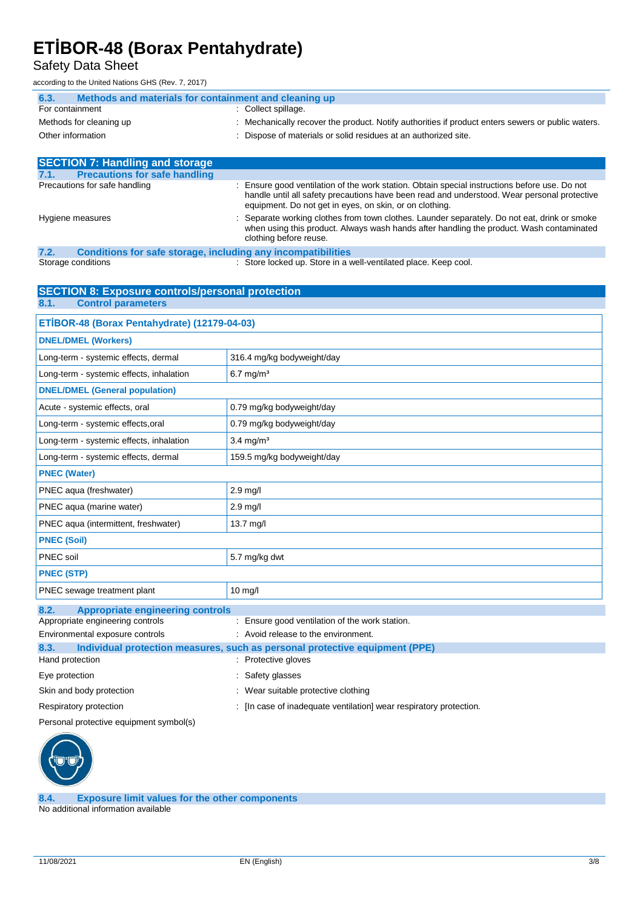### 6.3. Methods and materials for containment and cleaning up

For containment : Collect spillage.

Methods for cleaning up : Mechanically recover the product. Notify authorities if product enters sewers or public waters.

Other information : Dispose of materials or solid residues at an authorized site.

## SECTION 7: Handling and storage

### 7.1. Precautions for safe handling

Precautions for safe handling : Ensure good ventilation of the work station. Obtain special instructions before use. Do not handle until all safety precautions have been read and understood. Wear personal protective equipment. Do not get in eyes, on skin, or on clothing.

Hygiene measures : Separate working clothes from town clothes. Launder separately. Do not eat, drink or smoke when using this product. Always wash hands after handling the product. Wash contaminated clothing before reuse.

### 7.2. Conditions for safe storage, including any incompatibilities

Storage conditions : Store locked up. Store in a well-ventilated place. Keep cool.

## SECTION 8: Exposure controls/personal protection

### 8.1. Control parameters

| ETİBOR-48 (Borax Pentahydrate) (12179-04-03) | |
|---|---|
| **DNEL/DMEL (Workers)** | |
| Long-term - systemic effects, dermal | 316.4 mg/kg bodyweight/day |
| Long-term - systemic effects, inhalation | 6.7 mg/m³ |
| **DNEL/DMEL (General population)** | |
| Acute - systemic effects, oral | 0.79 mg/kg bodyweight/day |
| Long-term - systemic effects,oral | 0.79 mg/kg bodyweight/day |
| Long-term - systemic effects, inhalation | 3.4 mg/m³ |
| Long-term - systemic effects, dermal | 159.5 mg/kg bodyweight/day |
| **PNEC (Water)** | |
| PNEC aqua (freshwater) | 2.9 mg/l |
| PNEC aqua (marine water) | 2.9 mg/l |
| PNEC aqua (intermittent, freshwater) | 13.7 mg/l |
| **PNEC (Soil)** | |
| PNEC soil | 5.7 mg/kg dwt |
| **PNEC (STP)** | |
| PNEC sewage treatment plant | 10 mg/l |

### 8.2. Appropriate engineering controls

Appropriate engineering controls : Ensure good ventilation of the work station.

Environmental exposure controls : Avoid release to the environment.

### 8.3. Individual protection measures, such as personal protective equipment (PPE)

Hand protection : Protective gloves

Eye protection : Safety glasses

Skin and body protection : Wear suitable protective clothing

Respiratory protection : [In case of inadequate ventilation] wear respiratory protection.

Personal protective equipment symbol(s)

### 8.4. Exposure limit values for the other components

No additional information available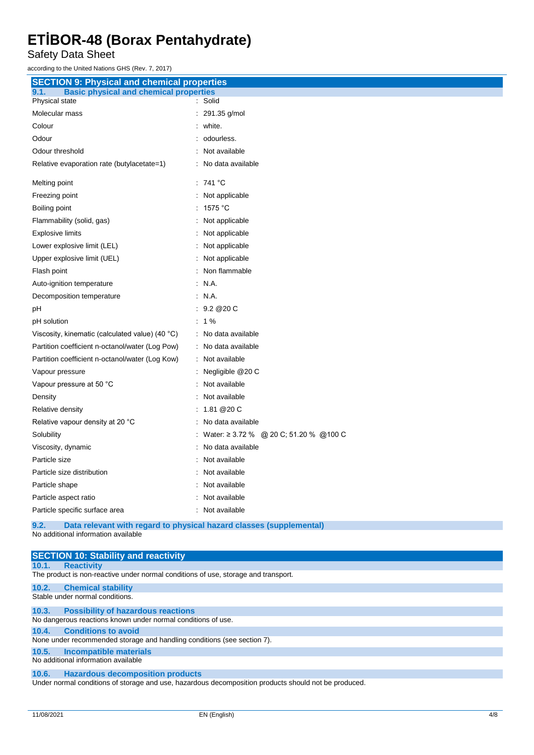## SECTION 9: Physical and chemical properties

### 9.1. Basic physical and chemical properties

| Property | Value |
|---|---|
| Physical state | : Solid |
| Molecular mass | : 291.35 g/mol |
| Colour | : white. |
| Odour | : odourless. |
| Odour threshold | : Not available |
| Relative evaporation rate (butylacetate=1) | : No data available |
| Melting point | : 741 °C |
| Freezing point | : Not applicable |
| Boiling point | : 1575 °C |
| Flammability (solid, gas) | : Not applicable |
| Explosive limits | : Not applicable |
| Lower explosive limit (LEL) | : Not applicable |
| Upper explosive limit (UEL) | : Not applicable |
| Flash point | : Non flammable |
| Auto-ignition temperature | : N.A. |
| Decomposition temperature | : N.A. |
| pH | : 9.2 @20 C |
| pH solution | : 1 % |
| Viscosity, kinematic (calculated value) (40 °C) | : No data available |
| Partition coefficient n-octanol/water (Log Pow) | : No data available |
| Partition coefficient n-octanol/water (Log Kow) | : Not available |
| Vapour pressure | : Negligible @20 C |
| Vapour pressure at 50 °C | : Not available |
| Density | : Not available |
| Relative density | : 1.81 @20 C |
| Relative vapour density at 20 °C | : No data available |
| Solubility | : Water: ≥ 3.72 % @ 20 C; 51.20 % @100 C |
| Viscosity, dynamic | : No data available |
| Particle size | : Not available |
| Particle size distribution | : Not available |
| Particle shape | : Not available |
| Particle aspect ratio | : Not available |
| Particle specific surface area | : Not available |

### 9.2. Data relevant with regard to physical hazard classes (supplemental)

No additional information available

## SECTION 10: Stability and reactivity

### 10.1. Reactivity

The product is non-reactive under normal conditions of use, storage and transport.

### 10.2. Chemical stability

Stable under normal conditions.

### 10.3. Possibility of hazardous reactions

No dangerous reactions known under normal conditions of use.

### 10.4. Conditions to avoid

None under recommended storage and handling conditions (see section 7).

### 10.5. Incompatible materials

No additional information available

### 10.6. Hazardous decomposition products

Under normal conditions of storage and use, hazardous decomposition products should not be produced.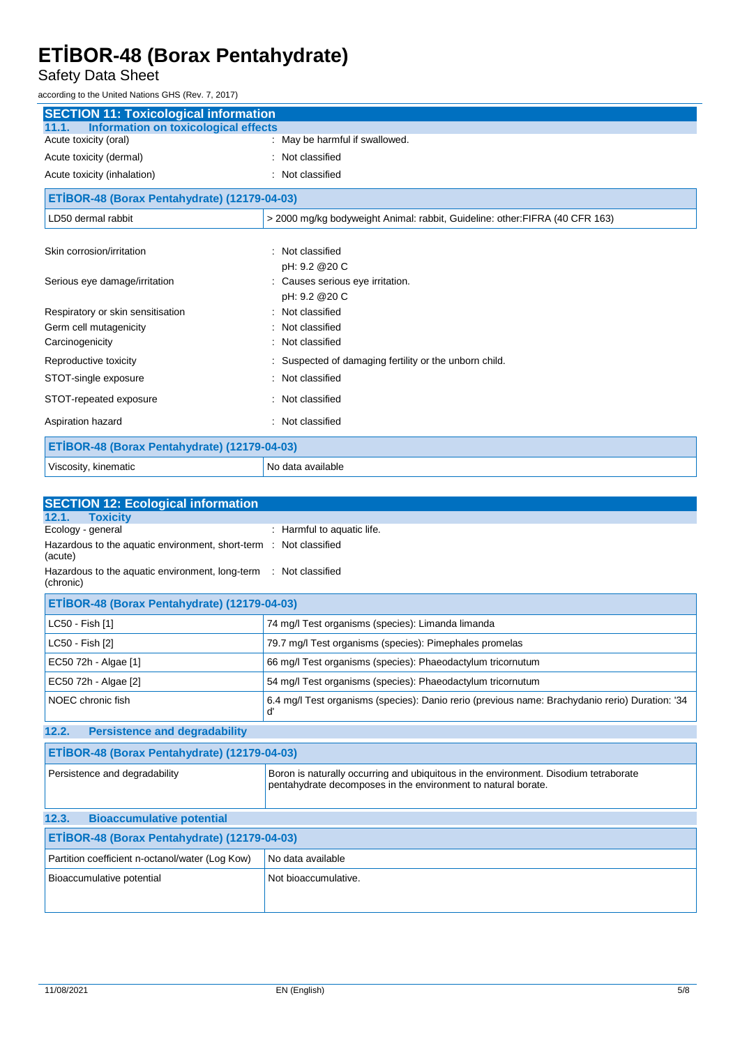## SECTION 11: Toxicological information

### 11.1. Information on toxicological effects

Acute toxicity (oral) : May be harmful if swallowed.

Acute toxicity (dermal) : Not classified

Acute toxicity (inhalation) : Not classified

| ETİBOR-48 (Borax Pentahydrate) (12179-04-03) | |
|---|---|
| LD50 dermal rabbit | > 2000 mg/kg bodyweight Animal: rabbit, Guideline: other:FIFRA (40 CFR 163) |

Skin corrosion/irritation : Not classified
pH: 9.2 @20 C

Serious eye damage/irritation : Causes serious eye irritation.
pH: 9.2 @20 C

Respiratory or skin sensitisation : Not classified

Germ cell mutagenicity : Not classified

Carcinogenicity : Not classified

Reproductive toxicity : Suspected of damaging fertility or the unborn child.

STOT-single exposure : Not classified

STOT-repeated exposure : Not classified

Aspiration hazard : Not classified

| ETİBOR-48 (Borax Pentahydrate) (12179-04-03) | |
|---|---|
| Viscosity, kinematic | No data available |

## SECTION 12: Ecological information

### 12.1. Toxicity

Ecology - general : Harmful to aquatic life.

Hazardous to the aquatic environment, short-term (acute) : Not classified

Hazardous to the aquatic environment, long-term (chronic) : Not classified

| ETİBOR-48 (Borax Pentahydrate) (12179-04-03) | |
|---|---|
| LC50 - Fish [1] | 74 mg/l Test organisms (species): Limanda limanda |
| LC50 - Fish [2] | 79.7 mg/l Test organisms (species): Pimephales promelas |
| EC50 72h - Algae [1] | 66 mg/l Test organisms (species): Phaeodactylum tricornutum |
| EC50 72h - Algae [2] | 54 mg/l Test organisms (species): Phaeodactylum tricornutum |
| NOEC chronic fish | 6.4 mg/l Test organisms (species): Danio rerio (previous name: Brachydanio rerio) Duration: '34 d' |

### 12.2. Persistence and degradability

| ETİBOR-48 (Borax Pentahydrate) (12179-04-03) | |
|---|---|
| Persistence and degradability | Boron is naturally occurring and ubiquitous in the environment. Disodium tetraborate pentahydrate decomposes in the environment to natural borate. |

### 12.3. Bioaccumulative potential

| ETİBOR-48 (Borax Pentahydrate) (12179-04-03) | |
|---|---|
| Partition coefficient n-octanol/water (Log Kow) | No data available |
| Bioaccumulative potential | Not bioaccumulative. |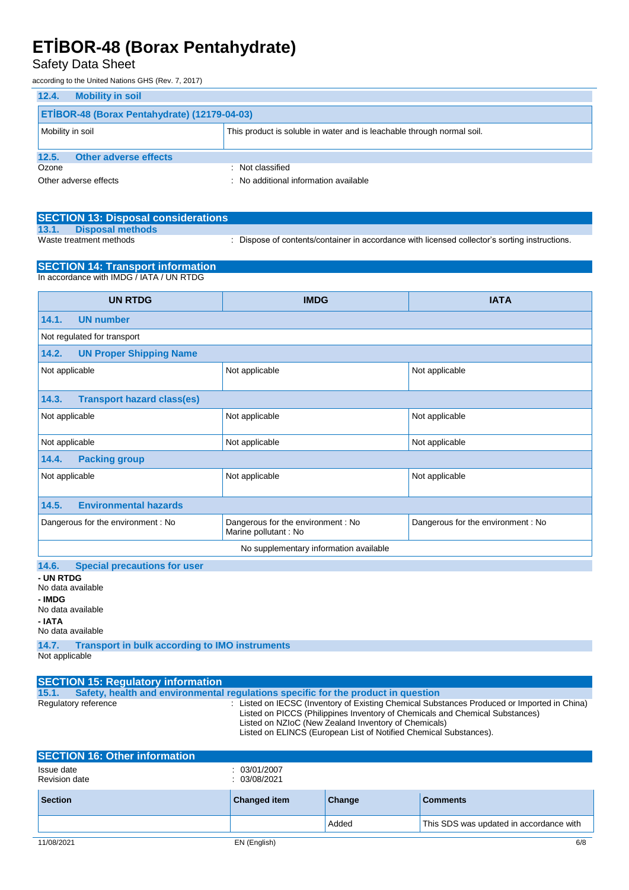### 12.4. Mobility in soil

| ETİBOR-48 (Borax Pentahydrate) (12179-04-03) | |
|---|---|
| Mobility in soil | This product is soluble in water and is leachable through normal soil. |

### 12.5. Other adverse effects

Ozone : Not classified

Other adverse effects : No additional information available

## SECTION 13: Disposal considerations

### 13.1. Disposal methods

Waste treatment methods : Dispose of contents/container in accordance with licensed collector's sorting instructions.

## SECTION 14: Transport information

In accordance with IMDG / IATA / UN RTDG

| UN RTDG | IMDG | IATA |
|---|---|---|
| **14.1. UN number** | | |
| Not regulated for transport | | |
| **14.2. UN Proper Shipping Name** | | |
| Not applicable | Not applicable | Not applicable |
| **14.3. Transport hazard class(es)** | | |
| Not applicable | Not applicable | Not applicable |
| Not applicable | Not applicable | Not applicable |
| **14.4. Packing group** | | |
| Not applicable | Not applicable | Not applicable |
| **14.5. Environmental hazards** | | |
| Dangerous for the environment : No | Dangerous for the environment : No<br>Marine pollutant : No | Dangerous for the environment : No |
| No supplementary information available | | |

### 14.6. Special precautions for user

**- UN RTDG**
No data available

**- IMDG**
No data available

**- IATA**
No data available

### 14.7. Transport in bulk according to IMO instruments

Not applicable

## SECTION 15: Regulatory information

### 15.1. Safety, health and environmental regulations specific for the product in question

Regulatory reference : Listed on IECSC (Inventory of Existing Chemical Substances Produced or Imported in China)
Listed on PICCS (Philippines Inventory of Chemicals and Chemical Substances)
Listed on NZIoC (New Zealand Inventory of Chemicals)
Listed on ELINCS (European List of Notified Chemical Substances).

## SECTION 16: Other information

Issue date : 03/01/2007
Revision date : 03/08/2021

| Section | Changed item | Change | Comments |
|---|---|---|---|
| | | Added | This SDS was updated in accordance with |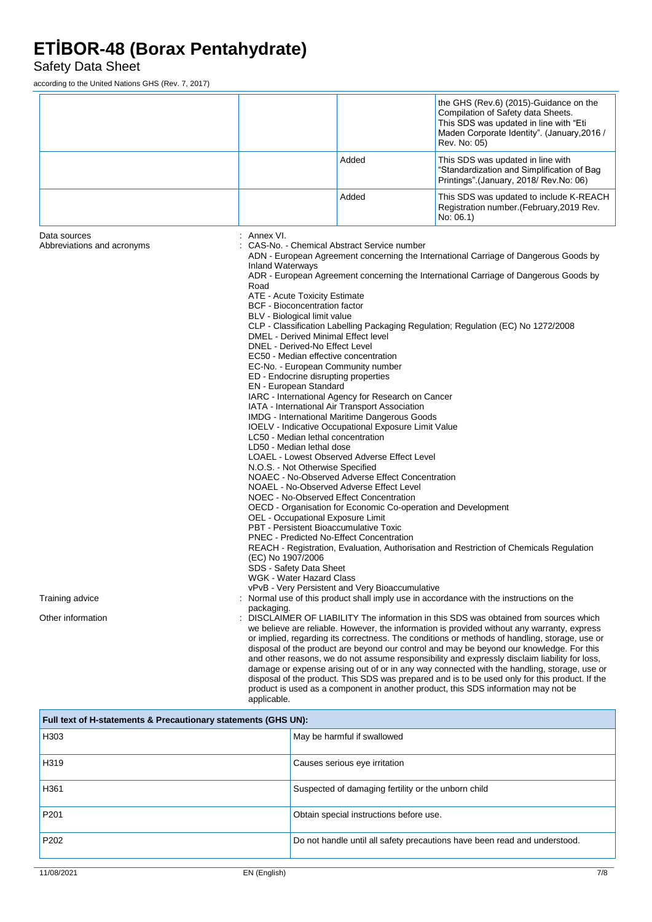|  |  |  | the GHS (Rev.6) (2015)-Guidance on the Compilation of Safety data Sheets. This SDS was updated in line with "Eti Maden Corporate Identity". (January,2016 / Rev. No: 05) |
|---|---|---|---|
|  |  | Added | This SDS was updated in line with "Standardization and Simplification of Bag Printings".(January, 2018/ Rev.No: 06) |
|  |  | Added | This SDS was updated to include K-REACH Registration number.(February,2019 Rev. No: 06.1) |

Data sources : Annex VI.

Abbreviations and acronyms : CAS-No. - Chemical Abstract Service number
ADN - European Agreement concerning the International Carriage of Dangerous Goods by Inland Waterways
ADR - European Agreement concerning the International Carriage of Dangerous Goods by Road
ATE - Acute Toxicity Estimate
BCF - Bioconcentration factor
BLV - Biological limit value
CLP - Classification Labelling Packaging Regulation; Regulation (EC) No 1272/2008
DMEL - Derived Minimal Effect level
DNEL - Derived-No Effect Level
EC50 - Median effective concentration
EC-No. - European Community number
ED - Endocrine disrupting properties
EN - European Standard
IARC - International Agency for Research on Cancer
IATA - International Air Transport Association
IMDG - International Maritime Dangerous Goods
IOELV - Indicative Occupational Exposure Limit Value
LC50 - Median lethal concentration
LD50 - Median lethal dose
LOAEL - Lowest Observed Adverse Effect Level
N.O.S. - Not Otherwise Specified
NOAEC - No-Observed Adverse Effect Concentration
NOAEL - No-Observed Adverse Effect Level
NOEC - No-Observed Effect Concentration
OECD - Organisation for Economic Co-operation and Development
OEL - Occupational Exposure Limit
PBT - Persistent Bioaccumulative Toxic
PNEC - Predicted No-Effect Concentration
REACH - Registration, Evaluation, Authorisation and Restriction of Chemicals Regulation (EC) No 1907/2006
SDS - Safety Data Sheet
WGK - Water Hazard Class
vPvB - Very Persistent and Very Bioaccumulative

Training advice : Normal use of this product shall imply use in accordance with the instructions on the packaging.

Other information : DISCLAIMER OF LIABILITY The information in this SDS was obtained from sources which we believe are reliable. However, the information is provided without any warranty, express or implied, regarding its correctness. The conditions or methods of handling, storage, use or disposal of the product are beyond our control and may be beyond our knowledge. For this and other reasons, we do not assume responsibility and expressly disclaim liability for loss, damage or expense arising out of or in any way connected with the handling, storage, use or disposal of the product. This SDS was prepared and is to be used only for this product. If the product is used as a component in another product, this SDS information may not be applicable.

| Full text of H-statements & Precautionary statements (GHS UN): | |
|---|---|
| H303 | May be harmful if swallowed |
| H319 | Causes serious eye irritation |
| H361 | Suspected of damaging fertility or the unborn child |
| P201 | Obtain special instructions before use. |
| P202 | Do not handle until all safety precautions have been read and understood. |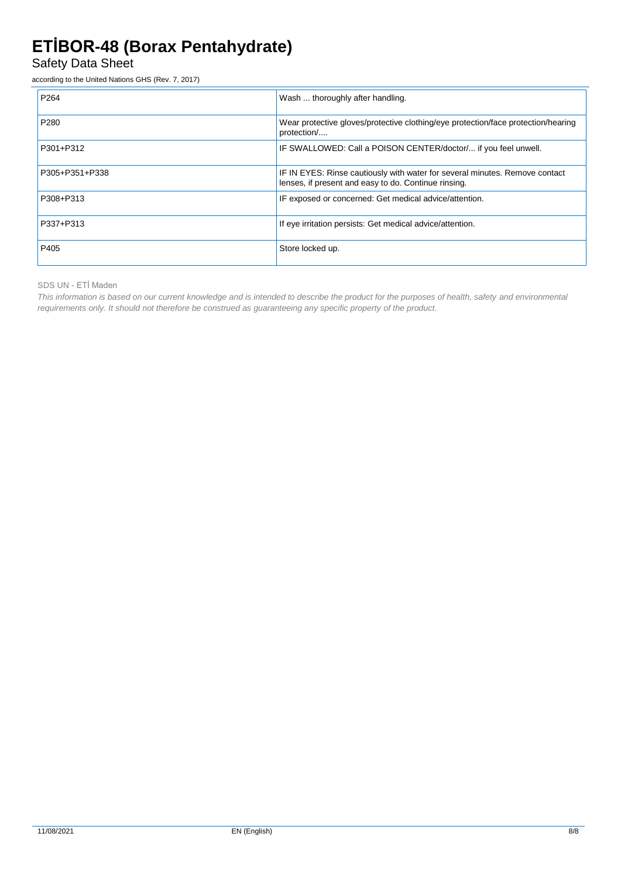| | |
|---|---|
| P264 | Wash ... thoroughly after handling. |
| P280 | Wear protective gloves/protective clothing/eye protection/face protection/hearing protection/.... |
| P301+P312 | IF SWALLOWED: Call a POISON CENTER/doctor/... if you feel unwell. |
| P305+P351+P338 | IF IN EYES: Rinse cautiously with water for several minutes. Remove contact lenses, if present and easy to do. Continue rinsing. |
| P308+P313 | IF exposed or concerned: Get medical advice/attention. |
| P337+P313 | If eye irritation persists: Get medical advice/attention. |
| P405 | Store locked up. |

SDS UN - ETİ Maden

*This information is based on our current knowledge and is intended to describe the product for the purposes of health, safety and environmental requirements only. It should not therefore be construed as guaranteeing any specific property of the product.*